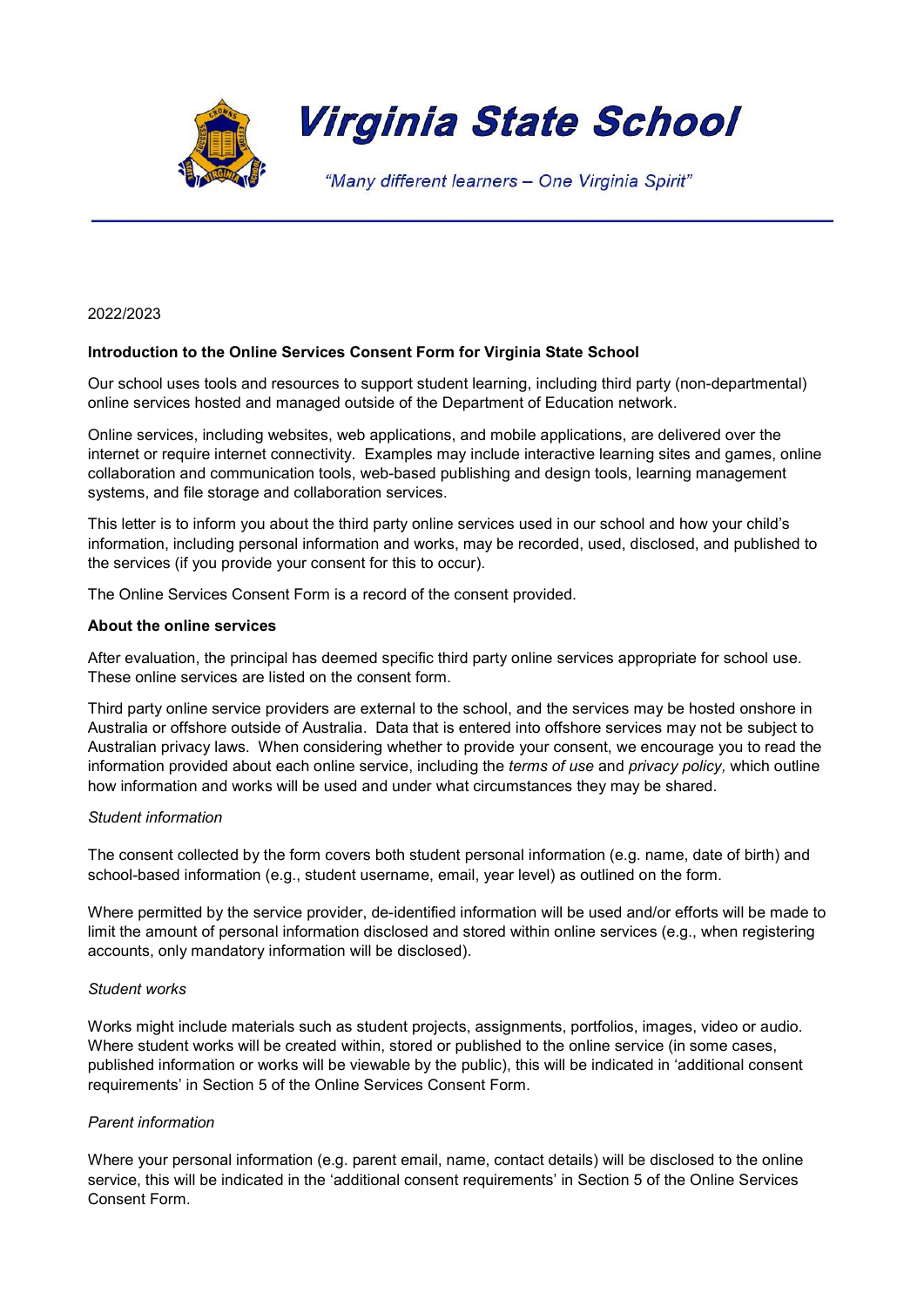# Virginia State School

*"Many different learners – One Virginia Spirit"*

2022/2023

**Introduction to the Online Services Consent Form for Virginia State School**

Our school uses tools and resources to support student learning, including third party (non-departmental) online services hosted and managed outside of the Department of Education network.

Online services, including websites, web applications, and mobile applications, are delivered over the internet or require internet connectivity. Examples may include interactive learning sites and games, online collaboration and communication tools, web-based publishing and design tools, learning management systems, and file storage and collaboration services.

This letter is to inform you about the third party online services used in our school and how your child's information, including personal information and works, may be recorded, used, disclosed, and published to the services (if you provide your consent for this to occur).

The Online Services Consent Form is a record of the consent provided.

**About the online services**

After evaluation, the principal has deemed specific third party online services appropriate for school use. These online services are listed on the consent form.

Third party online service providers are external to the school, and the services may be hosted onshore in Australia or offshore outside of Australia. Data that is entered into offshore services may not be subject to Australian privacy laws. When considering whether to provide your consent, we encourage you to read the information provided about each online service, including the *terms of use* and *privacy policy,* which outline how information and works will be used and under what circumstances they may be shared.

*Student information*

The consent collected by the form covers both student personal information (e.g. name, date of birth) and school-based information (e.g., student username, email, year level) as outlined on the form.

Where permitted by the service provider, de-identified information will be used and/or efforts will be made to limit the amount of personal information disclosed and stored within online services (e.g., when registering accounts, only mandatory information will be disclosed).

*Student works*

Works might include materials such as student projects, assignments, portfolios, images, video or audio. Where student works will be created within, stored or published to the online service (in some cases, published information or works will be viewable by the public), this will be indicated in 'additional consent requirements' in Section 5 of the Online Services Consent Form.

*Parent information*

Where your personal information (e.g. parent email, name, contact details) will be disclosed to the online service, this will be indicated in the 'additional consent requirements' in Section 5 of the Online Services Consent Form.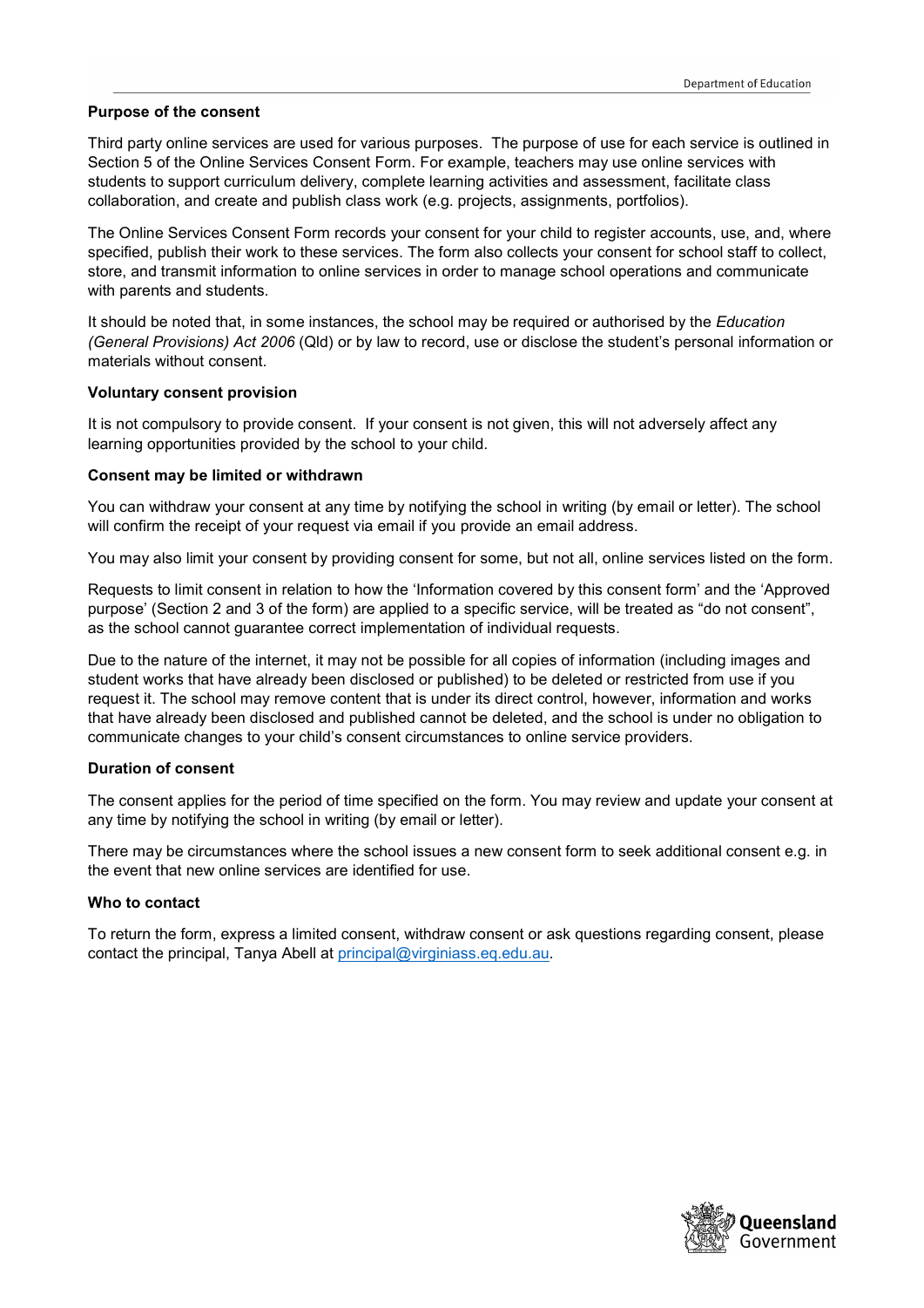**Purpose of the consent**

Third party online services are used for various purposes. The purpose of use for each service is outlined in Section 5 of the Online Services Consent Form. For example, teachers may use online services with students to support curriculum delivery, complete learning activities and assessment, facilitate class collaboration, and create and publish class work (e.g. projects, assignments, portfolios).

The Online Services Consent Form records your consent for your child to register accounts, use, and, where specified, publish their work to these services. The form also collects your consent for school staff to collect, store, and transmit information to online services in order to manage school operations and communicate with parents and students.

It should be noted that, in some instances, the school may be required or authorised by the *Education (General Provisions) Act 2006* (Qld) or by law to record, use or disclose the student's personal information or materials without consent.

**Voluntary consent provision**

It is not compulsory to provide consent. If your consent is not given, this will not adversely affect any learning opportunities provided by the school to your child.

**Consent may be limited or withdrawn**

You can withdraw your consent at any time by notifying the school in writing (by email or letter). The school will confirm the receipt of your request via email if you provide an email address.

You may also limit your consent by providing consent for some, but not all, online services listed on the form.

Requests to limit consent in relation to how the 'Information covered by this consent form' and the 'Approved purpose' (Section 2 and 3 of the form) are applied to a specific service, will be treated as "do not consent", as the school cannot guarantee correct implementation of individual requests.

Due to the nature of the internet, it may not be possible for all copies of information (including images and student works that have already been disclosed or published) to be deleted or restricted from use if you request it. The school may remove content that is under its direct control, however, information and works that have already been disclosed and published cannot be deleted, and the school is under no obligation to communicate changes to your child's consent circumstances to online service providers.

**Duration of consent**

The consent applies for the period of time specified on the form. You may review and update your consent at any time by notifying the school in writing (by email or letter).

There may be circumstances where the school issues a new consent form to seek additional consent e.g. in the event that new online services are identified for use.

**Who to contact**

To return the form, express a limited consent, withdraw consent or ask questions regarding consent, please contact the principal, Tanya Abell at principal@virginiass.eq.edu.au.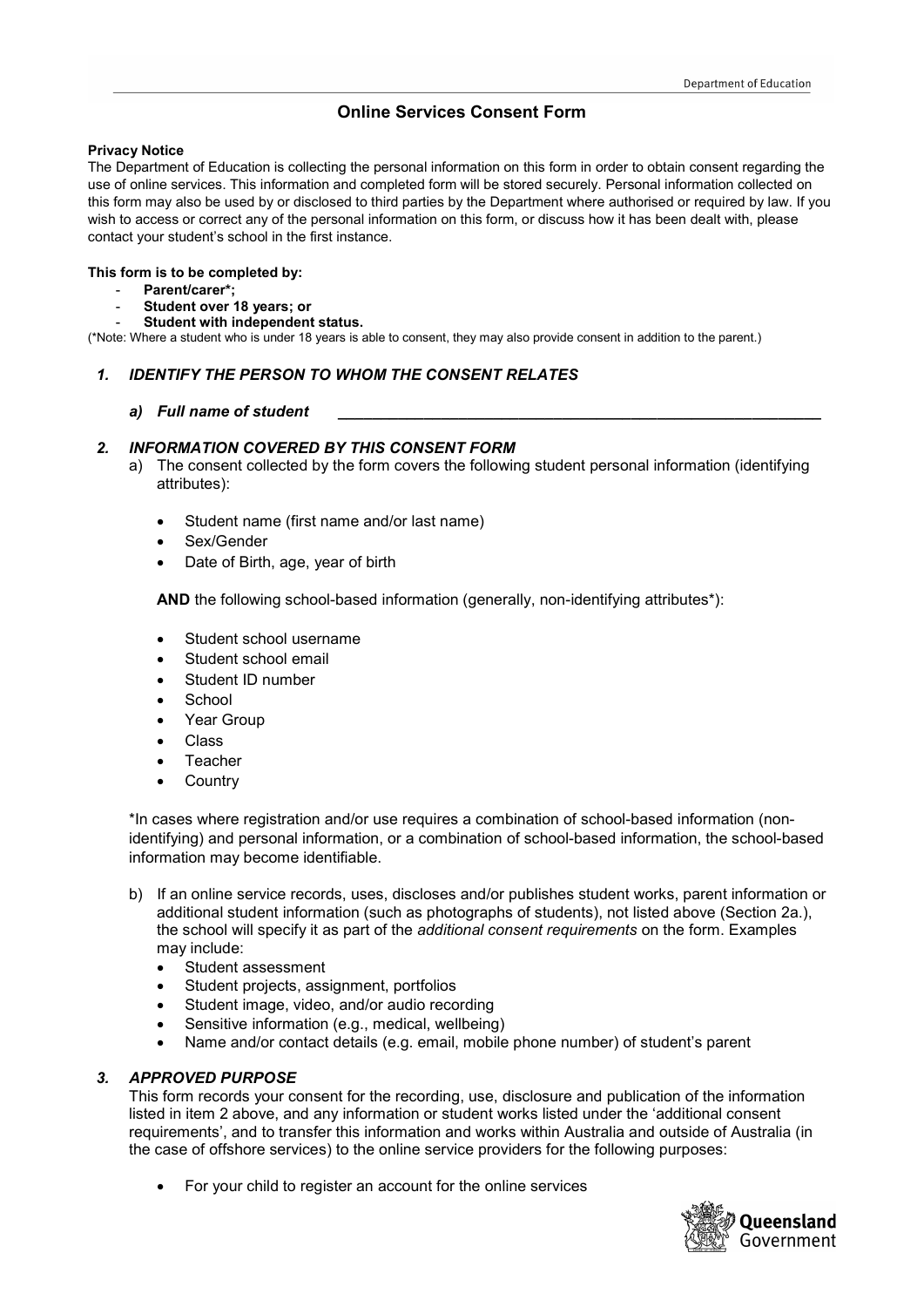# Online Services Consent Form

**Privacy Notice**

The Department of Education is collecting the personal information on this form in order to obtain consent regarding the use of online services. This information and completed form will be stored securely. Personal information collected on this form may also be used by or disclosed to third parties by the Department where authorised or required by law. If you wish to access or correct any of the personal information on this form, or discuss how it has been dealt with, please contact your student's school in the first instance.

**This form is to be completed by:**

- **Parent/carer*;**
- **Student over 18 years; or**
- **Student with independent status.**

(*Note: Where a student who is under 18 years is able to consent, they may also provide consent in addition to the parent.)

## *1. IDENTIFY THE PERSON TO WHOM THE CONSENT RELATES*

***a) Full name of student*** \_\_\_\_\_\_\_\_\_\_\_\_\_\_\_\_\_\_\_\_\_\_\_\_\_\_\_\_\_\_\_\_\_\_\_\_\_\_\_\_\_\_\_\_\_\_\_\_\_\_\_\_\_\_

## *2. INFORMATION COVERED BY THIS CONSENT FORM*

a) The consent collected by the form covers the following student personal information (identifying attributes):

- Student name (first name and/or last name)
- Sex/Gender
- Date of Birth, age, year of birth

**AND** the following school-based information (generally, non-identifying attributes*):

- Student school username
- Student school email
- Student ID number
- School
- Year Group
- Class
- Teacher
- Country

*In cases where registration and/or use requires a combination of school-based information (non-identifying) and personal information, or a combination of school-based information, the school-based information may become identifiable.

b) If an online service records, uses, discloses and/or publishes student works, parent information or additional student information (such as photographs of students), not listed above (Section 2a.), the school will specify it as part of the *additional consent requirements* on the form. Examples may include:

- Student assessment
- Student projects, assignment, portfolios
- Student image, video, and/or audio recording
- Sensitive information (e.g., medical, wellbeing)
- Name and/or contact details (e.g. email, mobile phone number) of student's parent

## *3. APPROVED PURPOSE*

This form records your consent for the recording, use, disclosure and publication of the information listed in item 2 above, and any information or student works listed under the 'additional consent requirements', and to transfer this information and works within Australia and outside of Australia (in the case of offshore services) to the online service providers for the following purposes:

- For your child to register an account for the online services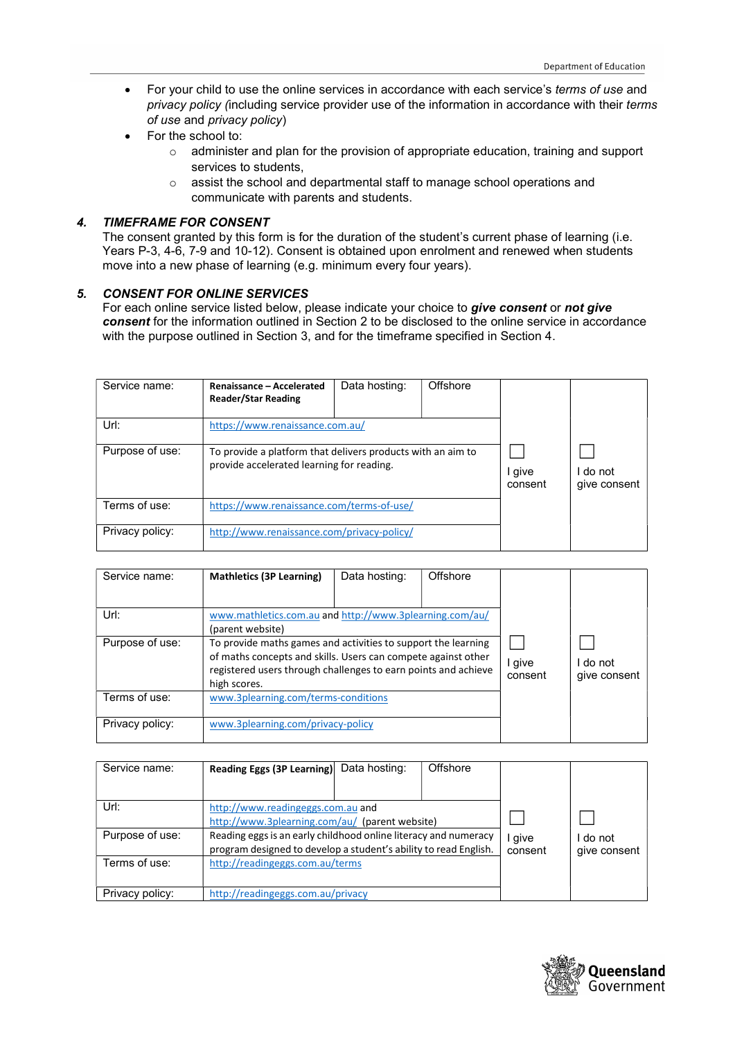- For your child to use the online services in accordance with each service's *terms of use* and *privacy policy (*including service provider use of the information in accordance with their *terms of use* and *privacy policy*)
- For the school to:
  - administer and plan for the provision of appropriate education, training and support services to students,
  - assist the school and departmental staff to manage school operations and communicate with parents and students.

## *4. TIMEFRAME FOR CONSENT*

The consent granted by this form is for the duration of the student's current phase of learning (i.e. Years P-3, 4-6, 7-9 and 10-12). Consent is obtained upon enrolment and renewed when students move into a new phase of learning (e.g. minimum every four years).

## *5. CONSENT FOR ONLINE SERVICES*

For each online service listed below, please indicate your choice to ***give consent*** or ***not give consent*** for the information outlined in Section 2 to be disclosed to the online service in accordance with the purpose outlined in Section 3, and for the timeframe specified in Section 4.

| Service name: | **Renaissance – Accelerated Reader/Star Reading** | Data hosting: | Offshore | ☐ I give consent | ☐ I do not give consent |
|---|---|---|---|---|---|
| Url: | https://www.renaissance.com.au/ | | | | |
| Purpose of use: | To provide a platform that delivers products with an aim to provide accelerated learning for reading. | | | | |
| Terms of use: | https://www.renaissance.com/terms-of-use/ | | | | |
| Privacy policy: | http://www.renaissance.com/privacy-policy/ | | | | |

| Service name: | **Mathletics (3P Learning)** | Data hosting: | Offshore | ☐ I give consent | ☐ I do not give consent |
|---|---|---|---|---|---|
| Url: | www.mathletics.com.au and http://www.3plearning.com/au/ (parent website) | | | | |
| Purpose of use: | To provide maths games and activities to support the learning of maths concepts and skills. Users can compete against other registered users through challenges to earn points and achieve high scores. | | | | |
| Terms of use: | www.3plearning.com/terms-conditions | | | | |
| Privacy policy: | www.3plearning.com/privacy-policy | | | | |

| Service name: | **Reading Eggs (3P Learning)** | Data hosting: | Offshore | ☐ I give consent | ☐ I do not give consent |
|---|---|---|---|---|---|
| Url: | http://www.readingeggs.com.au and http://www.3plearning.com/au/ (parent website) | | | | |
| Purpose of use: | Reading eggs is an early childhood online literacy and numeracy program designed to develop a student's ability to read English. | | | | |
| Terms of use: | http://readingeggs.com.au/terms | | | | |
| Privacy policy: | http://readingeggs.com.au/privacy | | | | |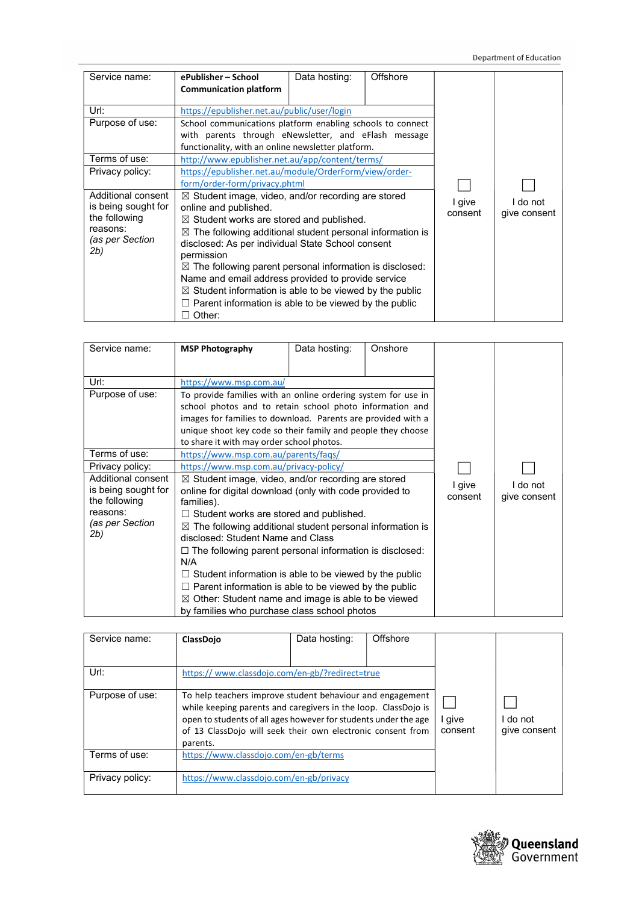| Service name: | **ePublisher – School Communication platform** | Data hosting: | Offshore | ☐ I give consent | ☐ I do not give consent |
|---|---|---|---|---|---|
| Url: | https://epublisher.net.au/public/user/login | | | | |
| Purpose of use: | School communications platform enabling schools to connect with parents through eNewsletter, and eFlash message functionality, with an online newsletter platform. | | | | |
| Terms of use: | http://www.epublisher.net.au/app/content/terms/ | | | | |
| Privacy policy: | https://epublisher.net.au/module/OrderForm/view/order-form/order-form/privacy.phtml | | | | |
| Additional consent is being sought for the following reasons: *(as per Section 2b)* | ☒ Student image, video, and/or recording are stored online and published.<br>☒ Student works are stored and published.<br>☒ The following additional student personal information is disclosed: As per individual State School consent permission<br>☒ The following parent personal information is disclosed: Name and email address provided to provide service<br>☒ Student information is able to be viewed by the public<br>☐ Parent information is able to be viewed by the public<br>☐ Other: | | | | |

| Service name: | **MSP Photography** | Data hosting: | Onshore | ☐ I give consent | ☐ I do not give consent |
|---|---|---|---|---|---|
| Url: | https://www.msp.com.au/ | | | | |
| Purpose of use: | To provide families with an online ordering system for use in school photos and to retain school photo information and images for families to download. Parents are provided with a unique shoot key code so their family and people they choose to share it with may order school photos. | | | | |
| Terms of use: | https://www.msp.com.au/parents/faqs/ | | | | |
| Privacy policy: | https://www.msp.com.au/privacy-policy/ | | | | |
| Additional consent is being sought for the following reasons: *(as per Section 2b)* | ☒ Student image, video, and/or recording are stored online for digital download (only with code provided to families).<br>☐ Student works are stored and published.<br>☒ The following additional student personal information is disclosed: Student Name and Class<br>☐ The following parent personal information is disclosed: N/A<br>☐ Student information is able to be viewed by the public<br>☐ Parent information is able to be viewed by the public<br>☒ Other: Student name and image is able to be viewed by families who purchase class school photos | | | | |

| Service name: | **ClassDojo** | Data hosting: | Offshore | ☐ I give consent | ☐ I do not give consent |
|---|---|---|---|---|---|
| Url: | https:// www.classdojo.com/en-gb/?redirect=true | | | | |
| Purpose of use: | To help teachers improve student behaviour and engagement while keeping parents and caregivers in the loop. ClassDojo is open to students of all ages however for students under the age of 13 ClassDojo will seek their own electronic consent from parents. | | | | |
| Terms of use: | https://www.classdojo.com/en-gb/terms | | | | |
| Privacy policy: | https://www.classdojo.com/en-gb/privacy | | | | |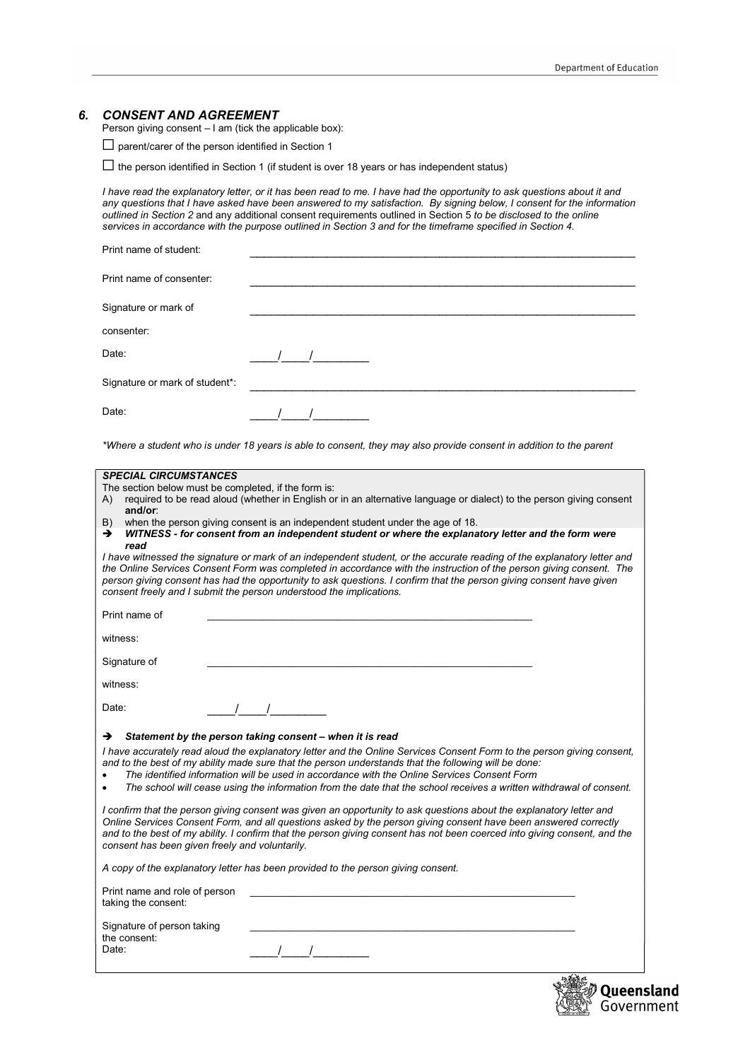## 6. CONSENT AND AGREEMENT

Person giving consent – I am (tick the applicable box):

☐ parent/carer of the person identified in Section 1

☐ the person identified in Section 1 (if student is over 18 years or has independent status)

*I have read the explanatory letter, or it has been read to me. I have had the opportunity to ask questions about it and any questions that I have asked have been answered to my satisfaction. By signing below, I consent for the information outlined in Section 2* and any additional consent requirements outlined in Section 5 *to be disclosed to the online services in accordance with the purpose outlined in Section 3 and for the timeframe specified in Section 4.*

Print name of student: ______________________________

Print name of consenter: ______________________________

Signature or mark of consenter: ______________________________

Date: _____/_____/_________

Signature or mark of student*: ______________________________

Date: _____/_____/_________

*\*Where a student who is under 18 years is able to consent, they may also provide consent in addition to the parent*

### *SPECIAL CIRCUMSTANCES*

The section below must be completed, if the form is:

A) required to be read aloud (whether in English or in an alternative language or dialect) to the person giving consent **and/or**:

B) when the person giving consent is an independent student under the age of 18.

➔ ***WITNESS - for consent from an independent student or where the explanatory letter and the form were read***

*I have witnessed the signature or mark of an independent student, or the accurate reading of the explanatory letter and the Online Services Consent Form was completed in accordance with the instruction of the person giving consent. The person giving consent has had the opportunity to ask questions. I confirm that the person giving consent have given consent freely and I submit the person understood the implications.*

Print name of witness: ______________________________

Signature of witness: ______________________________

Date: _____/_____/_________

➔ ***Statement by the person taking consent – when it is read***

*I have accurately read aloud the explanatory letter and the Online Services Consent Form to the person giving consent, and to the best of my ability made sure that the person understands that the following will be done:*

- *The identified information will be used in accordance with the Online Services Consent Form*
- *The school will cease using the information from the date that the school receives a written withdrawal of consent.*

*I confirm that the person giving consent was given an opportunity to ask questions about the explanatory letter and Online Services Consent Form, and all questions asked by the person giving consent have been answered correctly and to the best of my ability. I confirm that the person giving consent has not been coerced into giving consent, and the consent has been given freely and voluntarily.*

*A copy of the explanatory letter has been provided to the person giving consent.*

Print name and role of person taking the consent: ______________________________

Signature of person taking the consent: ______________________________

Date: _____/_____/_________